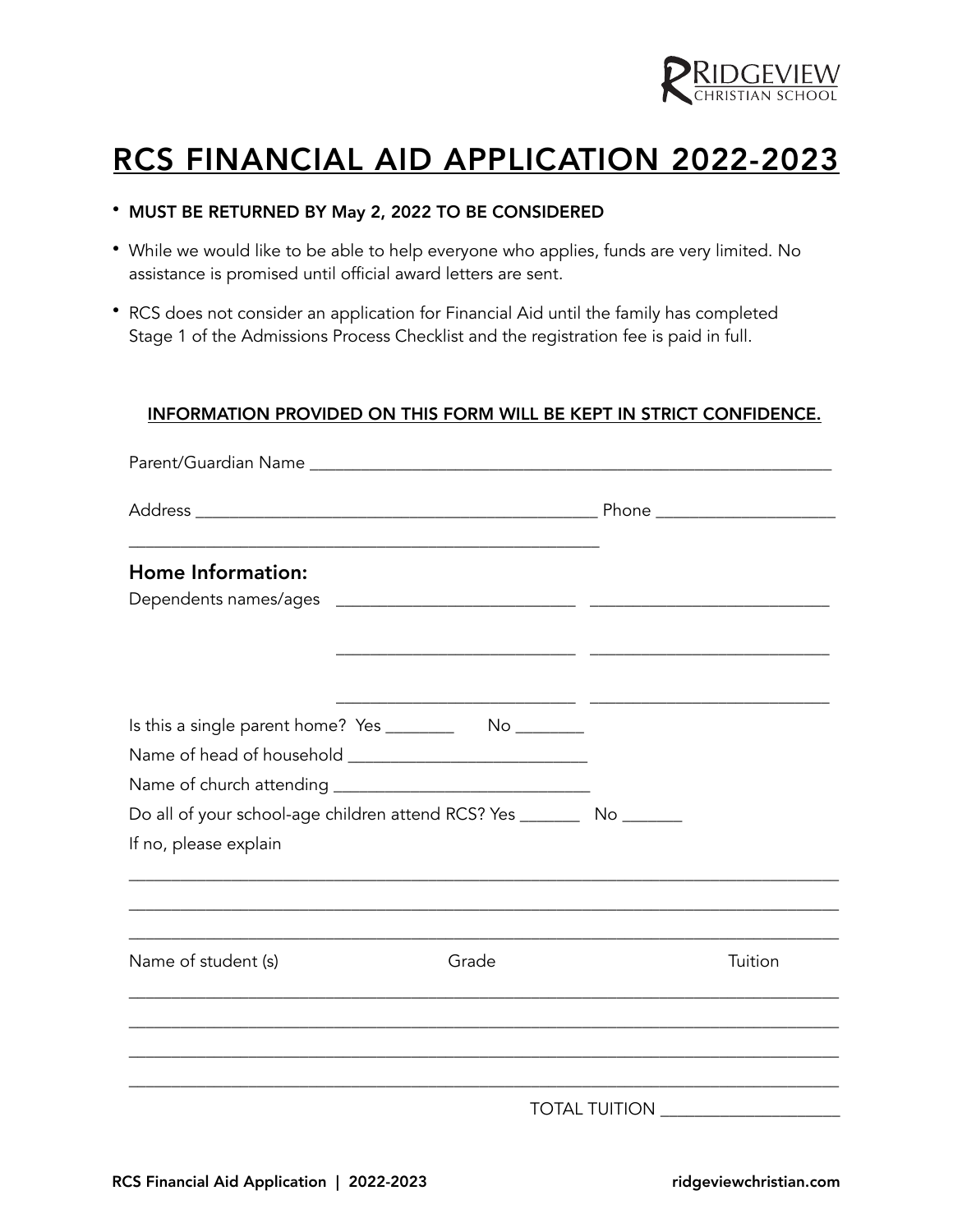RIDGEVIEW CHRISTIAN SCHOOL

# RCS FINANCIAL AID APPLICATION 2022-2023

- **MUST BE RETURNED BY May 2, 2022 TO BE CONSIDERED**
- While we would like to be able to help everyone who applies, funds are very limited. No assistance is promised until official award letters are sent.
- RCS does not consider an application for Financial Aid until the family has completed Stage 1 of the Admissions Process Checklist and the registration fee is paid in full.

**INFORMATION PROVIDED ON THIS FORM WILL BE KEPT IN STRICT CONFIDENCE.**

Parent/Guardian Name ______________________________________________

Address ______________________________________ Phone ________________

______________________________________________

## Home Information:

Dependents names/ages ______________________ ______________________

______________________ ______________________

______________________ ______________________

Is this a single parent home? Yes ________ No ________

Name of head of household ______________________

Name of church attending ______________________

Do all of your school-age children attend RCS? Yes _______ No _______

If no, please explain

______________________________________________

______________________________________________

______________________________________________

| Name of student (s) | Grade | Tuition |
| --- | --- | --- |
| | | |
| | | |
| | | |
| | | |

TOTAL TUITION ____________________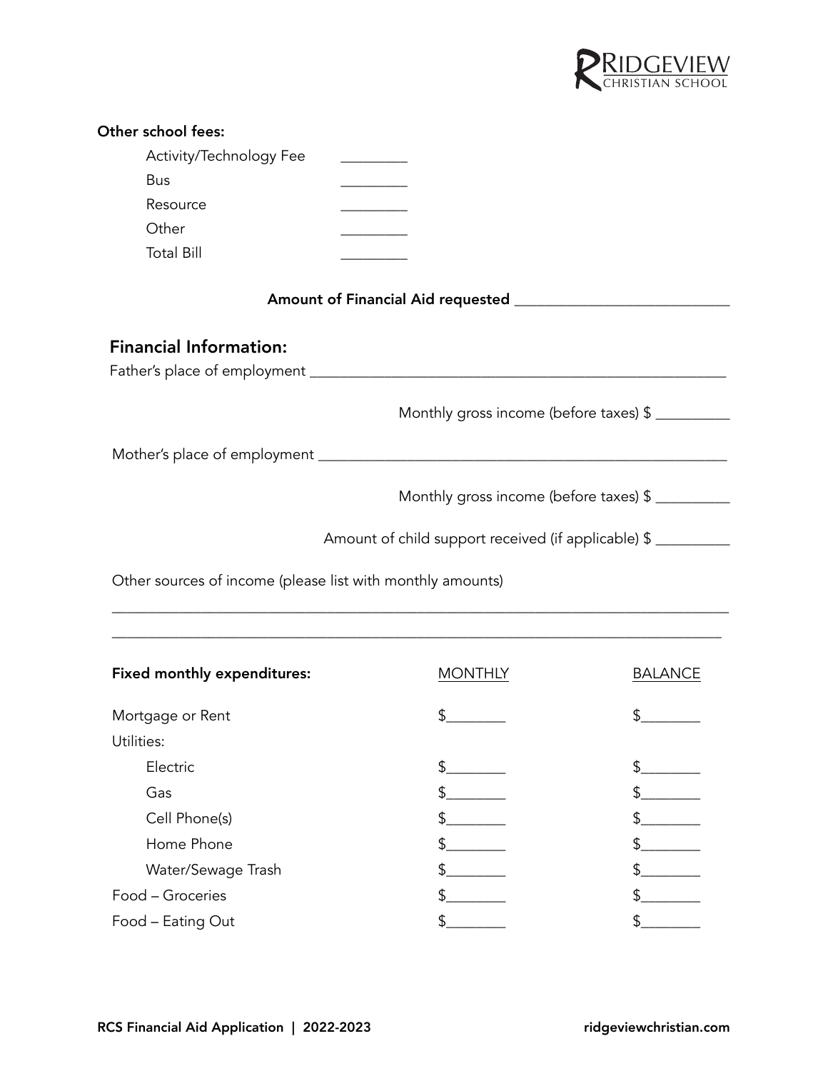**Other school fees:**

- Activity/Technology Fee _________
- Bus _________
- Resource _________
- Other _________
- Total Bill _________

**Amount of Financial Aid requested** ____________________________

## Financial Information:

Father's place of employment ________________________________________________________

Monthly gross income (before taxes) $ __________

Mother's place of employment ________________________________________________________

Monthly gross income (before taxes) $ __________

Amount of child support received (if applicable) $ __________

Other sources of income (please list with monthly amounts)

________________________________________________________________________________

________________________________________________________________________________

| **Fixed monthly expenditures:** | MONTHLY | BALANCE |
|---|---|---|
| Mortgage or Rent | $________ | $________ |
| Utilities: | | |
| Electric | $________ | $________ |
| Gas | $________ | $________ |
| Cell Phone(s) | $________ | $________ |
| Home Phone | $________ | $________ |
| Water/Sewage Trash | $________ | $________ |
| Food – Groceries | $________ | $________ |
| Food – Eating Out | $________ | $________ |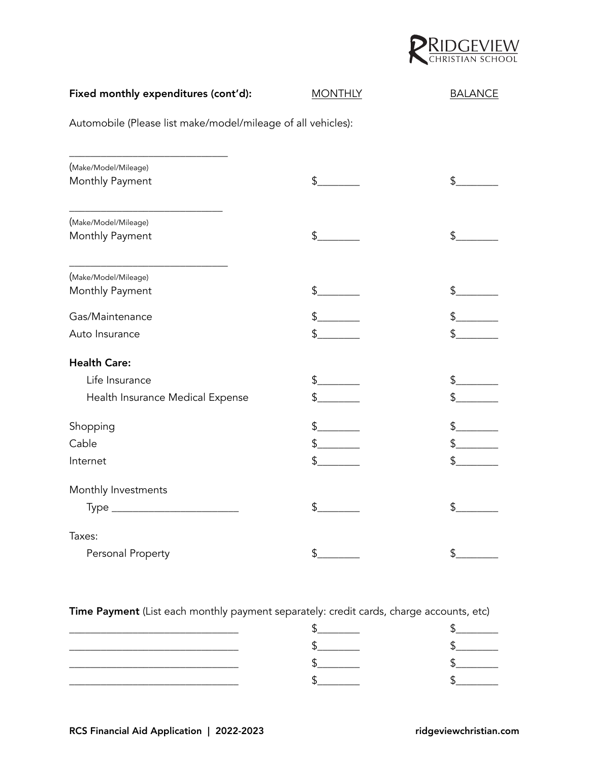**Fixed monthly expenditures (cont'd):** MONTHLY BALANCE

Automobile (Please list make/model/mileage of all vehicles):

| | MONTHLY | BALANCE |
|---|---|---|
| ______________________________ (Make/Model/Mileage) Monthly Payment | $________ | $________ |
| ______________________________ (Make/Model/Mileage) Monthly Payment | $________ | $________ |
| ______________________________ (Make/Model/Mileage) Monthly Payment | $________ | $________ |
| Gas/Maintenance | $________ | $________ |
| Auto Insurance | $________ | $________ |
| **Health Care:** | | |
| Life Insurance | $________ | $________ |
| Health Insurance Medical Expense | $________ | $________ |
| Shopping | $________ | $________ |
| Cable | $________ | $________ |
| Internet | $________ | $________ |
| Monthly Investments | | |
| Type ________________________ | $________ | $________ |
| Taxes: | | |
| Personal Property | $________ | $________ |

**Time Payment** (List each monthly payment separately: credit cards, charge accounts, etc)

| | MONTHLY | BALANCE |
|---|---|---|
| ________________________________ | $________ | $________ |
| ________________________________ | $________ | $________ |
| ________________________________ | $________ | $________ |
| ________________________________ | $________ | $________ |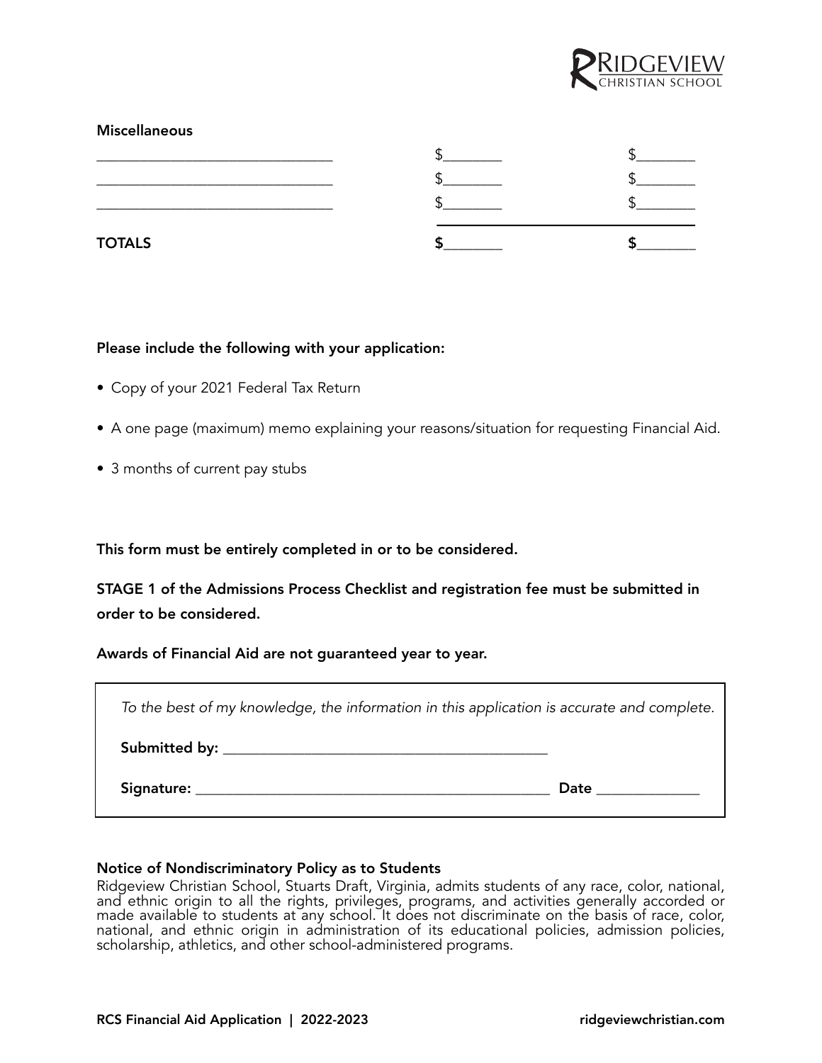**Miscellaneous**

| | | |
|---|---|---|
| ______________________________ | $________ | $________ |
| ______________________________ | $________ | $________ |
| ______________________________ | $________ | $________ |
| **TOTALS** | **$**________ | **$**________ |

**Please include the following with your application:**

- Copy of your 2021 Federal Tax Return
- A one page (maximum) memo explaining your reasons/situation for requesting Financial Aid.
- 3 months of current pay stubs

**This form must be entirely completed in or to be considered.**

**STAGE 1 of the Admissions Process Checklist and registration fee must be submitted in order to be considered.**

**Awards of Financial Aid are not guaranteed year to year.**

*To the best of my knowledge, the information in this application is accurate and complete.*

**Submitted by:** ____________________________________________

**Signature:** ________________________________________________ **Date** _____________

**Notice of Nondiscriminatory Policy as to Students**

Ridgeview Christian School, Stuarts Draft, Virginia, admits students of any race, color, national, and ethnic origin to all the rights, privileges, programs, and activities generally accorded or made available to students at any school. It does not discriminate on the basis of race, color, national, and ethnic origin in administration of its educational policies, admission policies, scholarship, athletics, and other school-administered programs.